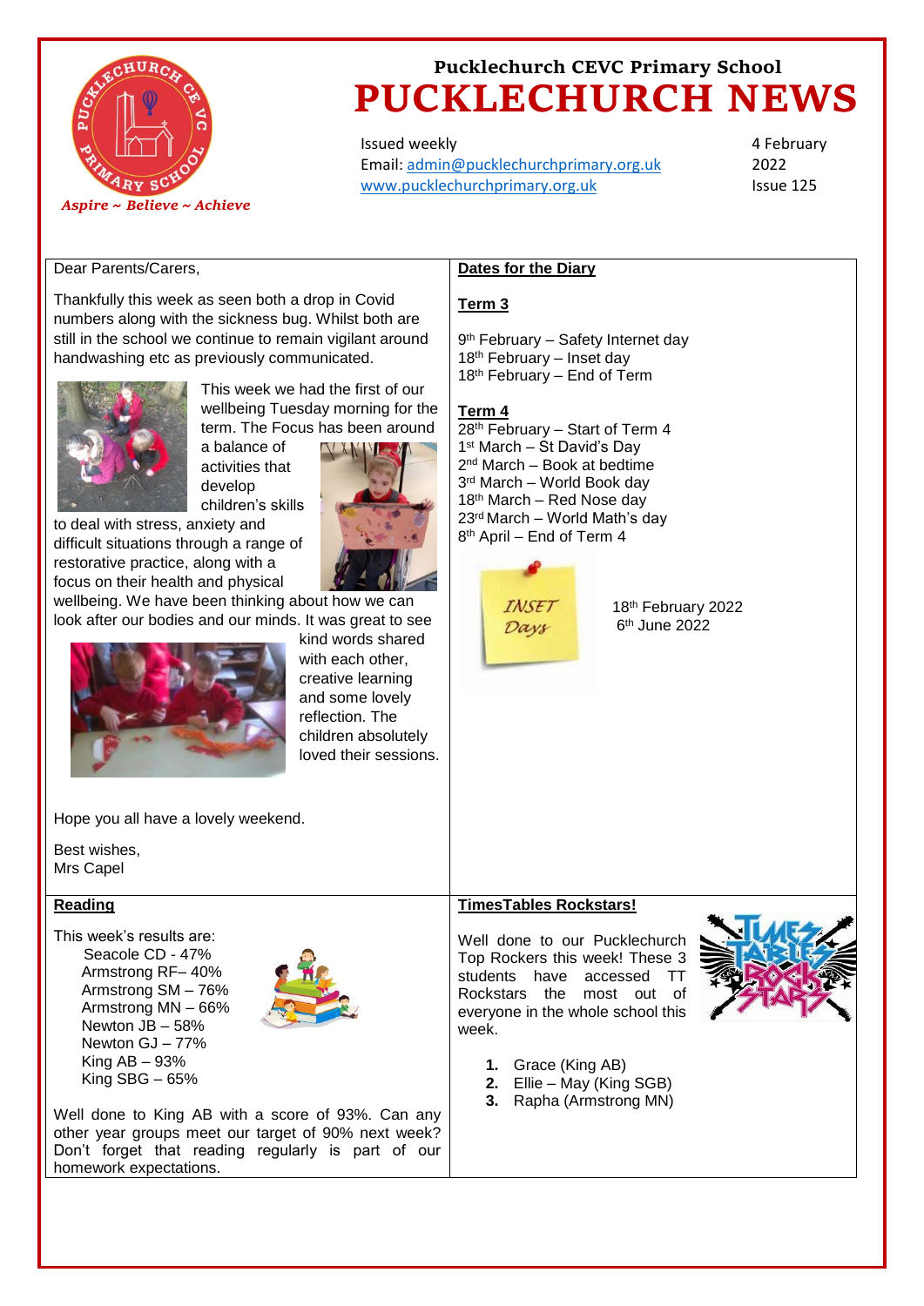# Pucklechurch CEVC Primary School

# PUCKLECHURCH NEWS

*Aspire ~ Believe ~ Achieve*

Issued weekly
Email: admin@pucklechurchprimary.org.uk
www.pucklechurchprimary.org.uk

4 February 2022
Issue 125

Dear Parents/Carers,

Thankfully this week as seen both a drop in Covid numbers along with the sickness bug. Whilst both are still in the school we continue to remain vigilant around handwashing etc as previously communicated.

This week we had the first of our wellbeing Tuesday morning for the term. The Focus has been around a balance of activities that develop children's skills to deal with stress, anxiety and difficult situations through a range of restorative practice, along with a focus on their health and physical wellbeing. We have been thinking about how we can look after our bodies and our minds. It was great to see kind words shared with each other, creative learning and some lovely reflection. The children absolutely loved their sessions.

Hope you all have a lovely weekend.

Best wishes,
Mrs Capel

## Dates for the Diary

**Term 3**

9th February – Safety Internet day
18th February – Inset day
18th February – End of Term

**Term 4**

28th February – Start of Term 4
1st March – St David's Day
2nd March – Book at bedtime
3rd March – World Book day
18th March – Red Nose day
23rd March – World Math's day
8th April – End of Term 4

INSET Days

18th February 2022
6th June 2022

## Reading

This week's results are:

- Seacole CD - 47%
- Armstrong RF– 40%
- Armstrong SM – 76%
- Armstrong MN – 66%
- Newton JB – 58%
- Newton GJ – 77%
- King AB – 93%
- King SBG – 65%

Well done to King AB with a score of 93%. Can any other year groups meet our target of 90% next week? Don't forget that reading regularly is part of our homework expectations.

## TimesTables Rockstars!

Well done to our Pucklechurch Top Rockers this week! These 3 students have accessed TT Rockstars the most out of everyone in the whole school this week.

1. Grace (King AB)
2. Ellie – May (King SGB)
3. Rapha (Armstrong MN)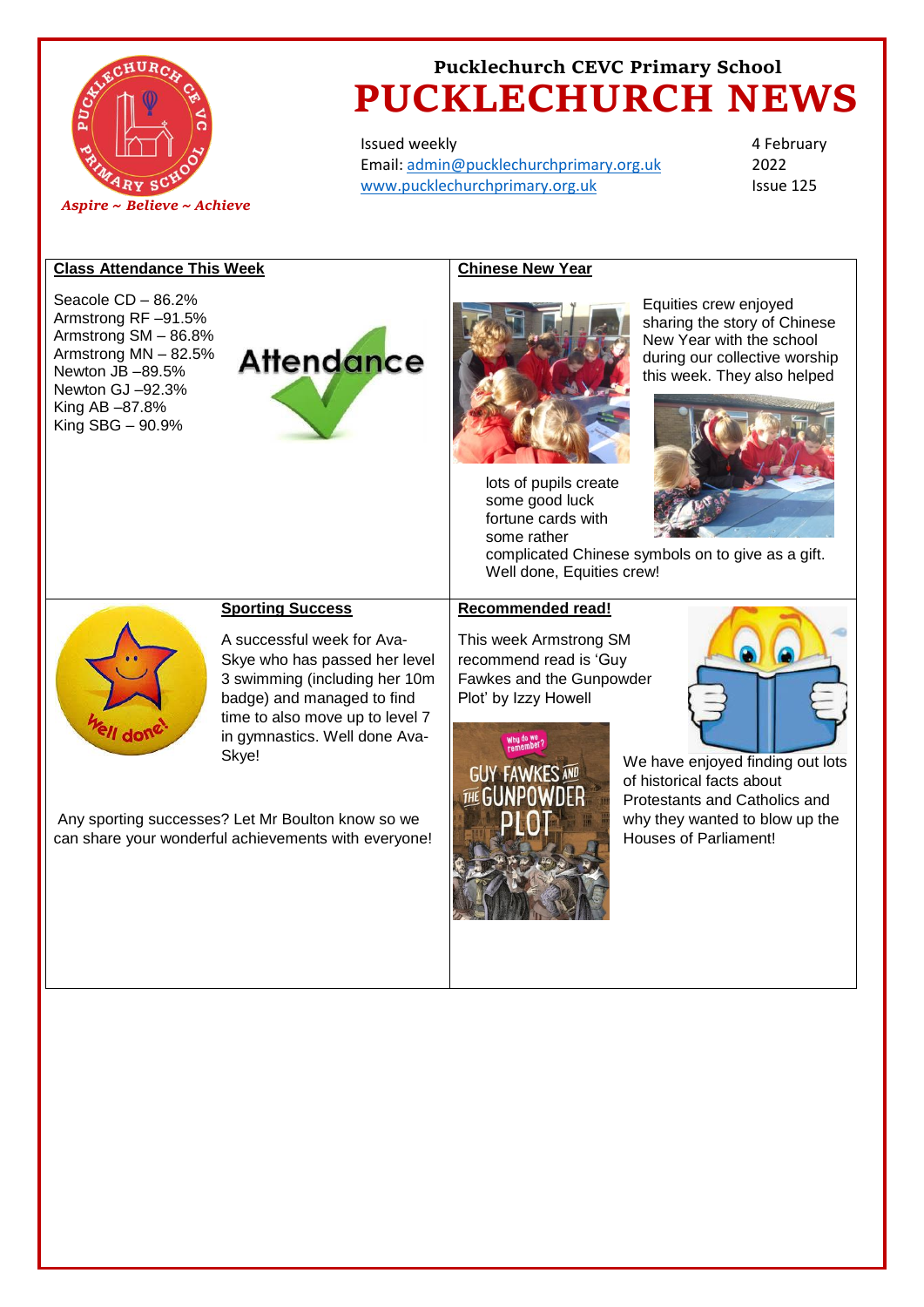**Pucklechurch CEVC Primary School**

# PUCKLECHURCH NEWS

*Aspire ~ Believe ~ Achieve*

Issued weekly
Email: admin@pucklechurchprimary.org.uk
www.pucklechurchprimary.org.uk

4 February 2022
Issue 125

## Class Attendance This Week

Seacole CD – 86.2%
Armstrong RF –91.5%
Armstrong SM – 86.8%
Armstrong MN – 82.5%
Newton JB –89.5%
Newton GJ –92.3%
King AB –87.8%
King SBG – 90.9%

## Chinese New Year

Equities crew enjoyed sharing the story of Chinese New Year with the school during our collective worship this week. They also helped lots of pupils create some good luck fortune cards with some rather complicated Chinese symbols on to give as a gift. Well done, Equities crew!

## Sporting Success

A successful week for Ava-Skye who has passed her level 3 swimming (including her 10m badge) and managed to find time to also move up to level 7 in gymnastics. Well done Ava-Skye!

Any sporting successes? Let Mr Boulton know so we can share your wonderful achievements with everyone!

## Recommended read!

This week Armstrong SM recommend read is 'Guy Fawkes and the Gunpowder Plot' by Izzy Howell

We have enjoyed finding out lots of historical facts about Protestants and Catholics and why they wanted to blow up the Houses of Parliament!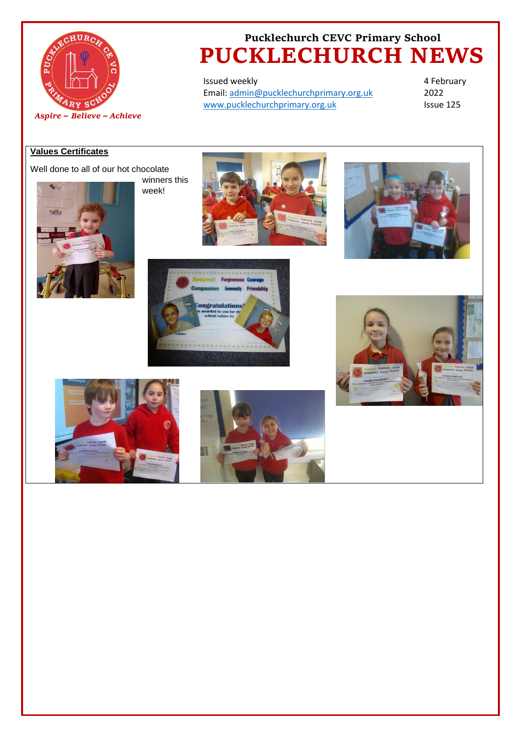Pucklechurch CEVC Primary School

# PUCKLECHURCH NEWS

*Aspire ~ Believe ~ Achieve*

Issued weekly
Email: admin@pucklechurchprimary.org.uk
www.pucklechurchprimary.org.uk

4 February 2022
Issue 125

## Values Certificates

Well done to all of our hot chocolate winners this week!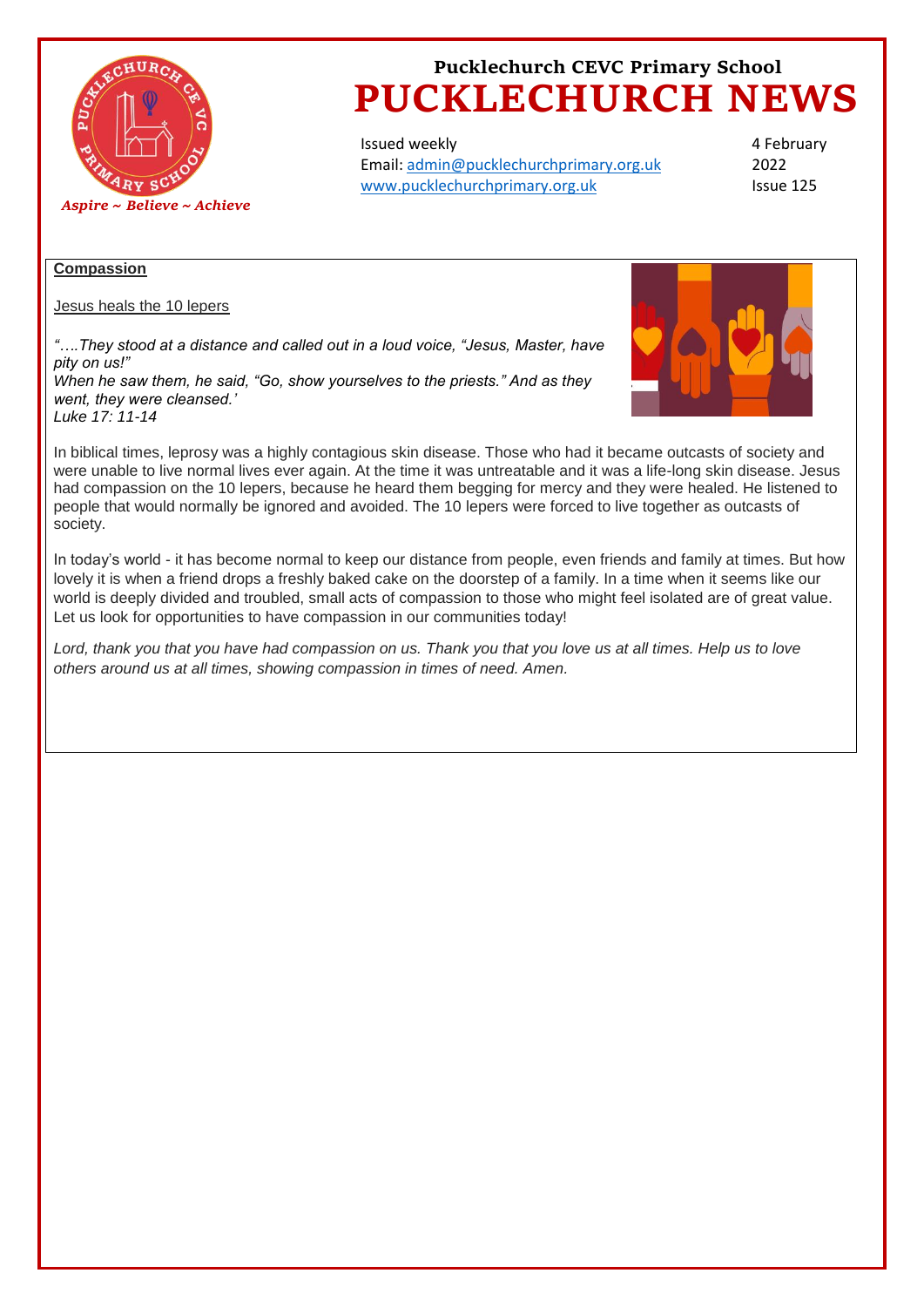Pucklechurch CEVC Primary School

# PUCKLECHURCH NEWS

*Aspire ~ Believe ~ Achieve*

Issued weekly
Email: admin@pucklechurchprimary.org.uk
www.pucklechurchprimary.org.uk

4 February 2022
Issue 125

**Compassion**

Jesus heals the 10 lepers

*"….They stood at a distance and called out in a loud voice, "Jesus, Master, have pity on us!"*
*When he saw them, he said, "Go, show yourselves to the priests." And as they went, they were cleansed.'*
*Luke 17: 11-14*

In biblical times, leprosy was a highly contagious skin disease. Those who had it became outcasts of society and were unable to live normal lives ever again. At the time it was untreatable and it was a life-long skin disease. Jesus had compassion on the 10 lepers, because he heard them begging for mercy and they were healed. He listened to people that would normally be ignored and avoided. The 10 lepers were forced to live together as outcasts of society.

In today's world - it has become normal to keep our distance from people, even friends and family at times. But how lovely it is when a friend drops a freshly baked cake on the doorstep of a family. In a time when it seems like our world is deeply divided and troubled, small acts of compassion to those who might feel isolated are of great value. Let us look for opportunities to have compassion in our communities today!

*Lord, thank you that you have had compassion on us. Thank you that you love us at all times. Help us to love others around us at all times, showing compassion in times of need. Amen.*